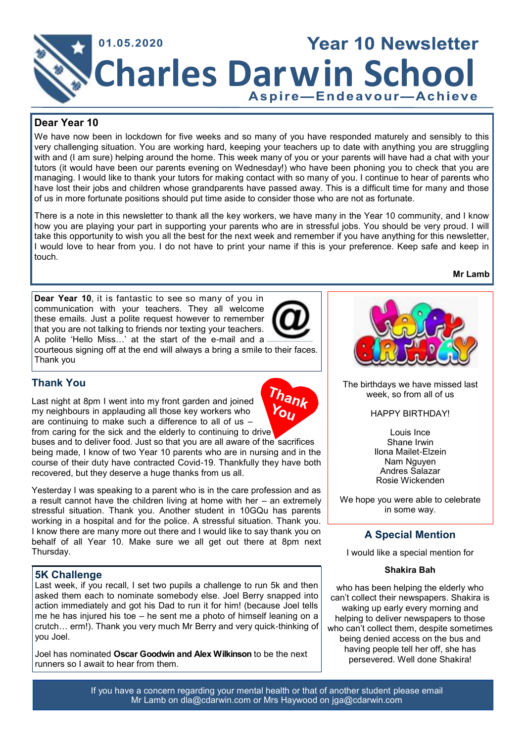01.05.2020

# Year 10 Newsletter

# Charles Darwin School

**Aspire—Endeavour—Achieve**

## Dear Year 10

We have now been in lockdown for five weeks and so many of you have responded maturely and sensibly to this very challenging situation. You are working hard, keeping your teachers up to date with anything you are struggling with and (I am sure) helping around the home. This week many of you or your parents will have had a chat with your tutors (it would have been our parents evening on Wednesday!) who have been phoning you to check that you are managing. I would like to thank your tutors for making contact with so many of you. I continue to hear of parents who have lost their jobs and children whose grandparents have passed away. This is a difficult time for many and those of us in more fortunate positions should put time aside to consider those who are not as fortunate.

There is a note in this newsletter to thank all the key workers, we have many in the Year 10 community, and I know how you are playing your part in supporting your parents who are in stressful jobs. You should be very proud. I will take this opportunity to wish you all the best for the next week and remember if you have anything for this newsletter, I would love to hear from you. I do not have to print your name if this is your preference. Keep safe and keep in touch.

**Mr Lamb**

**Dear Year 10**, it is fantastic to see so many of you in communication with your teachers. They all welcome these emails. Just a polite request however to remember that you are not talking to friends nor texting your teachers. A polite 'Hello Miss…' at the start of the e-mail and a courteous signing off at the end will always a bring a smile to their faces. Thank you

## Thank You

Last night at 8pm I went into my front garden and joined my neighbours in applauding all those key workers who are continuing to make such a difference to all of us – from caring for the sick and the elderly to continuing to drive buses and to deliver food. Just so that you are all aware of the sacrifices being made, I know of two Year 10 parents who are in nursing and in the course of their duty have contracted Covid-19. Thankfully they have both recovered, but they deserve a huge thanks from us all.

Yesterday I was speaking to a parent who is in the care profession and as a result cannot have the children living at home with her – an extremely stressful situation. Thank you. Another student in 10GQu has parents working in a hospital and for the police. A stressful situation. Thank you. I know there are many more out there and I would like to say thank you on behalf of all Year 10. Make sure we all get out there at 8pm next Thursday.

## 5K Challenge

Last week, if you recall, I set two pupils a challenge to run 5k and then asked them each to nominate somebody else. Joel Berry snapped into action immediately and got his Dad to run it for him! (because Joel tells me he has injured his toe – he sent me a photo of himself leaning on a crutch… erm!). Thank you very much Mr Berry and very quick-thinking of you Joel.

Joel has nominated **Oscar Goodwin and Alex Wilkinson** to be the next runners so I await to hear from them.

The birthdays we have missed last week, so from all of us

HAPPY BIRTHDAY!

Louis Ince
Shane Irwin
Ilona Mailet-Elzein
Nam Nguyen
Andres Salazar
Rosie Wickenden

We hope you were able to celebrate in some way.

## A Special Mention

I would like a special mention for

**Shakira Bah**

who has been helping the elderly who can't collect their newspapers. Shakira is waking up early every morning and helping to deliver newspapers to those who can't collect them, despite sometimes being denied access on the bus and having people tell her off, she has persevered. Well done Shakira!

If you have a concern regarding your mental health or that of another student please email Mr Lamb on dla@cdarwin.com or Mrs Haywood on jga@cdarwin.com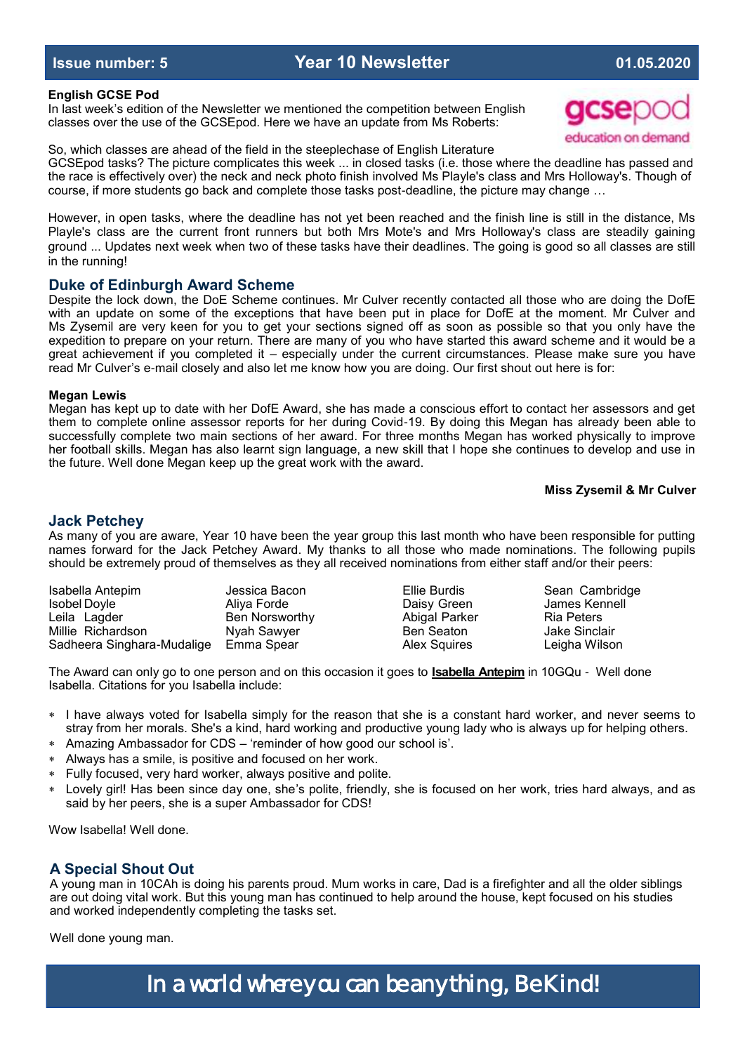Issue number: 5 — Year 10 Newsletter — 01.05.2020

**English GCSE Pod**

In last week's edition of the Newsletter we mentioned the competition between English classes over the use of the GCSEpod. Here we have an update from Ms Roberts:

gcsepod
education on demand

So, which classes are ahead of the field in the steeplechase of English Literature GCSEpod tasks? The picture complicates this week ... in closed tasks (i.e. those where the deadline has passed and the race is effectively over) the neck and neck photo finish involved Ms Playle's class and Mrs Holloway's. Though of course, if more students go back and complete those tasks post-deadline, the picture may change …

However, in open tasks, where the deadline has not yet been reached and the finish line is still in the distance, Ms Playle's class are the current front runners but both Mrs Mote's and Mrs Holloway's class are steadily gaining ground ... Updates next week when two of these tasks have their deadlines. The going is good so all classes are still in the running!

## Duke of Edinburgh Award Scheme

Despite the lock down, the DoE Scheme continues. Mr Culver recently contacted all those who are doing the DofE with an update on some of the exceptions that have been put in place for DofE at the moment. Mr Culver and Ms Zysemil are very keen for you to get your sections signed off as soon as possible so that you only have the expedition to prepare on your return. There are many of you who have started this award scheme and it would be a great achievement if you completed it – especially under the current circumstances. Please make sure you have read Mr Culver's e-mail closely and also let me know how you are doing. Our first shout out here is for:

**Megan Lewis**

Megan has kept up to date with her DofE Award, she has made a conscious effort to contact her assessors and get them to complete online assessor reports for her during Covid-19. By doing this Megan has already been able to successfully complete two main sections of her award. For three months Megan has worked physically to improve her football skills. Megan has also learnt sign language, a new skill that I hope she continues to develop and use in the future. Well done Megan keep up the great work with the award.

**Miss Zysemil & Mr Culver**

## Jack Petchey

As many of you are aware, Year 10 have been the year group this last month who have been responsible for putting names forward for the Jack Petchey Award. My thanks to all those who made nominations. The following pupils should be extremely proud of themselves as they all received nominations from either staff and/or their peers:

| | | | |
|---|---|---|---|
| Isabella Antepim | Jessica Bacon | Ellie Burdis | Sean Cambridge |
| Isobel Doyle | Aliya Forde | Daisy Green | James Kennell |
| Leila Lagder | Ben Norsworthy | Abigal Parker | Ria Peters |
| Millie Richardson | Nyah Sawyer | Ben Seaton | Jake Sinclair |
| Sadheera Singhara-Mudalige | Emma Spear | Alex Squires | Leigha Wilson |

The Award can only go to one person and on this occasion it goes to **Isabella Antepim** in 10GQu - Well done Isabella. Citations for you Isabella include:

* I have always voted for Isabella simply for the reason that she is a constant hard worker, and never seems to stray from her morals. She's a kind, hard working and productive young lady who is always up for helping others.
* Amazing Ambassador for CDS – 'reminder of how good our school is'.
* Always has a smile, is positive and focused on her work.
* Fully focused, very hard worker, always positive and polite.
* Lovely girl! Has been since day one, she's polite, friendly, she is focused on her work, tries hard always, and as said by her peers, she is a super Ambassador for CDS!

Wow Isabella! Well done.

## A Special Shout Out

A young man in 10CAh is doing his parents proud. Mum works in care, Dad is a firefighter and all the older siblings are out doing vital work. But this young man has continued to help around the house, kept focused on his studies and worked independently completing the tasks set.

Well done young man.

In a world where you can be anything, Be Kind!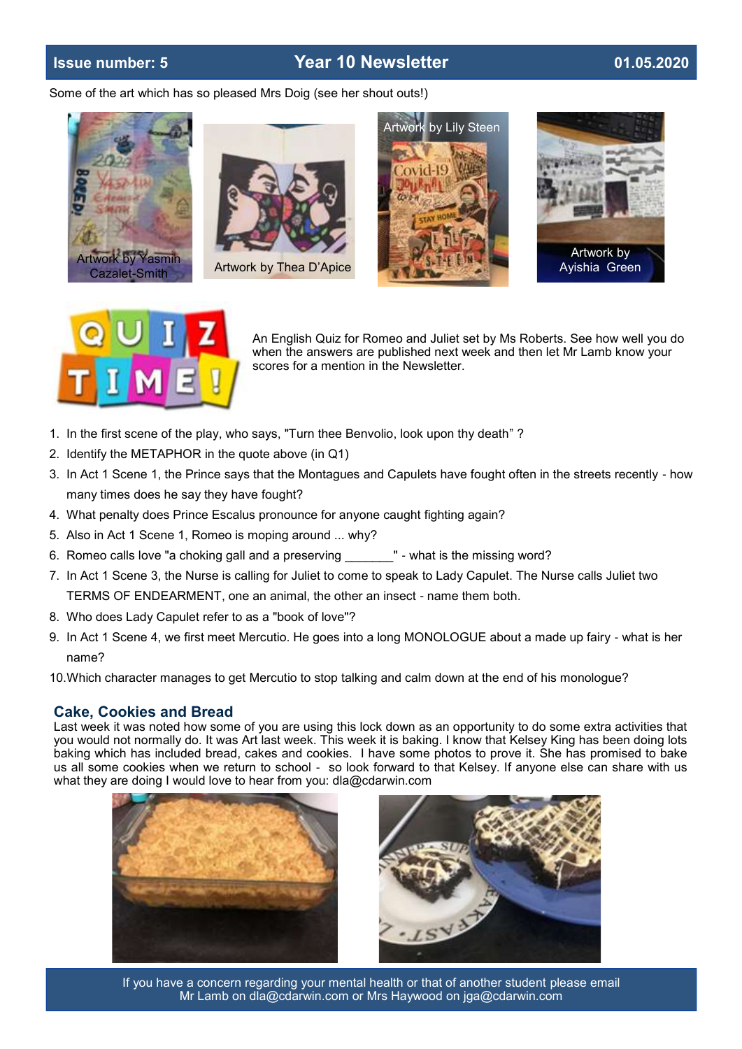Some of the art which has so pleased Mrs Doig (see her shout outs!)

Artwork by Yasmin Cazalet-Smith

Artwork by Thea D'Apice

Artwork by Lily Steen

Artwork by Ayishia Green

An English Quiz for Romeo and Juliet set by Ms Roberts. See how well you do when the answers are published next week and then let Mr Lamb know your scores for a mention in the Newsletter.

1. In the first scene of the play, who says, "Turn thee Benvolio, look upon thy death" ?
2. Identify the METAPHOR in the quote above (in Q1)
3. In Act 1 Scene 1, the Prince says that the Montagues and Capulets have fought often in the streets recently - how many times does he say they have fought?
4. What penalty does Prince Escalus pronounce for anyone caught fighting again?
5. Also in Act 1 Scene 1, Romeo is moping around ... why?
6. Romeo calls love "a choking gall and a preserving _______" - what is the missing word?
7. In Act 1 Scene 3, the Nurse is calling for Juliet to come to speak to Lady Capulet. The Nurse calls Juliet two TERMS OF ENDEARMENT, one an animal, the other an insect - name them both.
8. Who does Lady Capulet refer to as a "book of love"?
9. In Act 1 Scene 4, we first meet Mercutio. He goes into a long MONOLOGUE about a made up fairy - what is her name?
10. Which character manages to get Mercutio to stop talking and calm down at the end of his monologue?

## Cake, Cookies and Bread

Last week it was noted how some of you are using this lock down as an opportunity to do some extra activities that you would not normally do. It was Art last week. This week it is baking. I know that Kelsey King has been doing lots baking which has included bread, cakes and cookies. I have some photos to prove it. She has promised to bake us all some cookies when we return to school - so look forward to that Kelsey. If anyone else can share with us what they are doing I would love to hear from you: dla@cdarwin.com

If you have a concern regarding your mental health or that of another student please email Mr Lamb on dla@cdarwin.com or Mrs Haywood on jga@cdarwin.com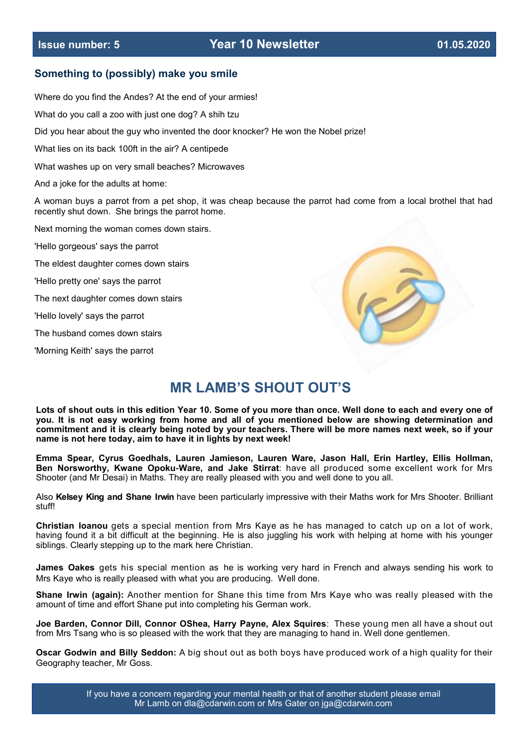Issue number: 5 | Year 10 Newsletter | 01.05.2020

## Something to (possibly) make you smile

Where do you find the Andes? At the end of your armies!

What do you call a zoo with just one dog? A shih tzu

Did you hear about the guy who invented the door knocker? He won the Nobel prize!

What lies on its back 100ft in the air? A centipede

What washes up on very small beaches? Microwaves

And a joke for the adults at home:

A woman buys a parrot from a pet shop, it was cheap because the parrot had come from a local brothel that had recently shut down. She brings the parrot home.

Next morning the woman comes down stairs.

'Hello gorgeous' says the parrot

The eldest daughter comes down stairs

'Hello pretty one' says the parrot

The next daughter comes down stairs

'Hello lovely' says the parrot

The husband comes down stairs

'Morning Keith' says the parrot

# MR LAMB'S SHOUT OUT'S

**Lots of shout outs in this edition Year 10. Some of you more than once. Well done to each and every one of you. It is not easy working from home and all of you mentioned below are showing determination and commitment and it is clearly being noted by your teachers. There will be more names next week, so if your name is not here today, aim to have it in lights by next week!**

**Emma Spear, Cyrus Goedhals, Lauren Jamieson, Lauren Ware, Jason Hall, Erin Hartley, Ellis Hollman, Ben Norsworthy, Kwane Opoku-Ware, and Jake Stirrat**: have all produced some excellent work for Mrs Shooter (and Mr Desai) in Maths. They are really pleased with you and well done to you all.

Also **Kelsey King and Shane Irwin** have been particularly impressive with their Maths work for Mrs Shooter. Brilliant stuff!

**Christian Ioanou** gets a special mention from Mrs Kaye as he has managed to catch up on a lot of work, having found it a bit difficult at the beginning. He is also juggling his work with helping at home with his younger siblings. Clearly stepping up to the mark here Christian.

**James Oakes** gets his special mention as he is working very hard in French and always sending his work to Mrs Kaye who is really pleased with what you are producing. Well done.

**Shane Irwin (again):** Another mention for Shane this time from Mrs Kaye who was really pleased with the amount of time and effort Shane put into completing his German work.

**Joe Barden, Connor Dill, Connor OShea, Harry Payne, Alex Squires**: These young men all have a shout out from Mrs Tsang who is so pleased with the work that they are managing to hand in. Well done gentlemen.

**Oscar Godwin and Billy Seddon:** A big shout out as both boys have produced work of a high quality for their Geography teacher, Mr Goss.

If you have a concern regarding your mental health or that of another student please email Mr Lamb on dla@cdarwin.com or Mrs Gater on jga@cdarwin.com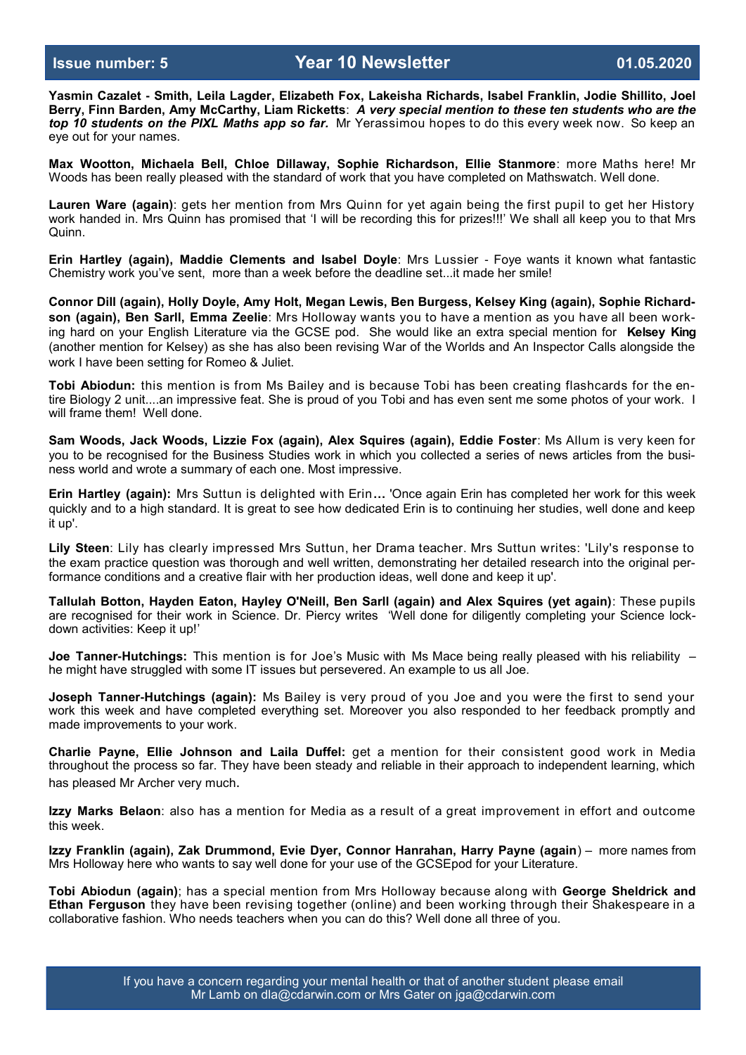**Issue number: 5** | **Year 10 Newsletter** | **01.05.2020**

**Yasmin Cazalet - Smith, Leila Lagder, Elizabeth Fox, Lakeisha Richards, Isabel Franklin, Jodie Shillito, Joel Berry, Finn Barden, Amy McCarthy, Liam Ricketts**: ***A very special mention to these ten students who are the top 10 students on the PIXL Maths app so far.*** Mr Yerassimou hopes to do this every week now. So keep an eye out for your names.

**Max Wootton, Michaela Bell, Chloe Dillaway, Sophie Richardson, Ellie Stanmore**: more Maths here! Mr Woods has been really pleased with the standard of work that you have completed on Mathswatch. Well done.

**Lauren Ware (again)**: gets her mention from Mrs Quinn for yet again being the first pupil to get her History work handed in. Mrs Quinn has promised that 'I will be recording this for prizes!!!' We shall all keep you to that Mrs Quinn.

**Erin Hartley (again), Maddie Clements and Isabel Doyle**: Mrs Lussier - Foye wants it known what fantastic Chemistry work you've sent, more than a week before the deadline set...it made her smile!

**Connor Dill (again), Holly Doyle, Amy Holt, Megan Lewis, Ben Burgess, Kelsey King (again), Sophie Richardson (again), Ben Sarll, Emma Zeelie**: Mrs Holloway wants you to have a mention as you have all been working hard on your English Literature via the GCSE pod. She would like an extra special mention for **Kelsey King** (another mention for Kelsey) as she has also been revising War of the Worlds and An Inspector Calls alongside the work I have been setting for Romeo & Juliet.

**Tobi Abiodun:** this mention is from Ms Bailey and is because Tobi has been creating flashcards for the entire Biology 2 unit....an impressive feat. She is proud of you Tobi and has even sent me some photos of your work. I will frame them! Well done.

**Sam Woods, Jack Woods, Lizzie Fox (again), Alex Squires (again), Eddie Foster**: Ms Allum is very keen for you to be recognised for the Business Studies work in which you collected a series of news articles from the business world and wrote a summary of each one. Most impressive.

**Erin Hartley (again):** Mrs Suttun is delighted with Erin**…** 'Once again Erin has completed her work for this week quickly and to a high standard. It is great to see how dedicated Erin is to continuing her studies, well done and keep it up'.

**Lily Steen**: Lily has clearly impressed Mrs Suttun, her Drama teacher. Mrs Suttun writes: 'Lily's response to the exam practice question was thorough and well written, demonstrating her detailed research into the original performance conditions and a creative flair with her production ideas, well done and keep it up'.

**Tallulah Botton, Hayden Eaton, Hayley O'Neill, Ben Sarll (again) and Alex Squires (yet again)**: These pupils are recognised for their work in Science. Dr. Piercy writes 'Well done for diligently completing your Science lockdown activities: Keep it up!'

**Joe Tanner-Hutchings:** This mention is for Joe's Music with Ms Mace being really pleased with his reliability – he might have struggled with some IT issues but persevered. An example to us all Joe.

**Joseph Tanner-Hutchings (again):** Ms Bailey is very proud of you Joe and you were the first to send your work this week and have completed everything set. Moreover you also responded to her feedback promptly and made improvements to your work.

**Charlie Payne, Ellie Johnson and Laila Duffel:** get a mention for their consistent good work in Media throughout the process so far. They have been steady and reliable in their approach to independent learning, which has pleased Mr Archer very much.

**Izzy Marks Belaon**: also has a mention for Media as a result of a great improvement in effort and outcome this week.

**Izzy Franklin (again), Zak Drummond, Evie Dyer, Connor Hanrahan, Harry Payne (again**) – more names from Mrs Holloway here who wants to say well done for your use of the GCSEpod for your Literature.

**Tobi Abiodun (again)**; has a special mention from Mrs Holloway because along with **George Sheldrick and Ethan Ferguson** they have been revising together (online) and been working through their Shakespeare in a collaborative fashion. Who needs teachers when you can do this? Well done all three of you.

If you have a concern regarding your mental health or that of another student please email Mr Lamb on dla@cdarwin.com or Mrs Gater on jga@cdarwin.com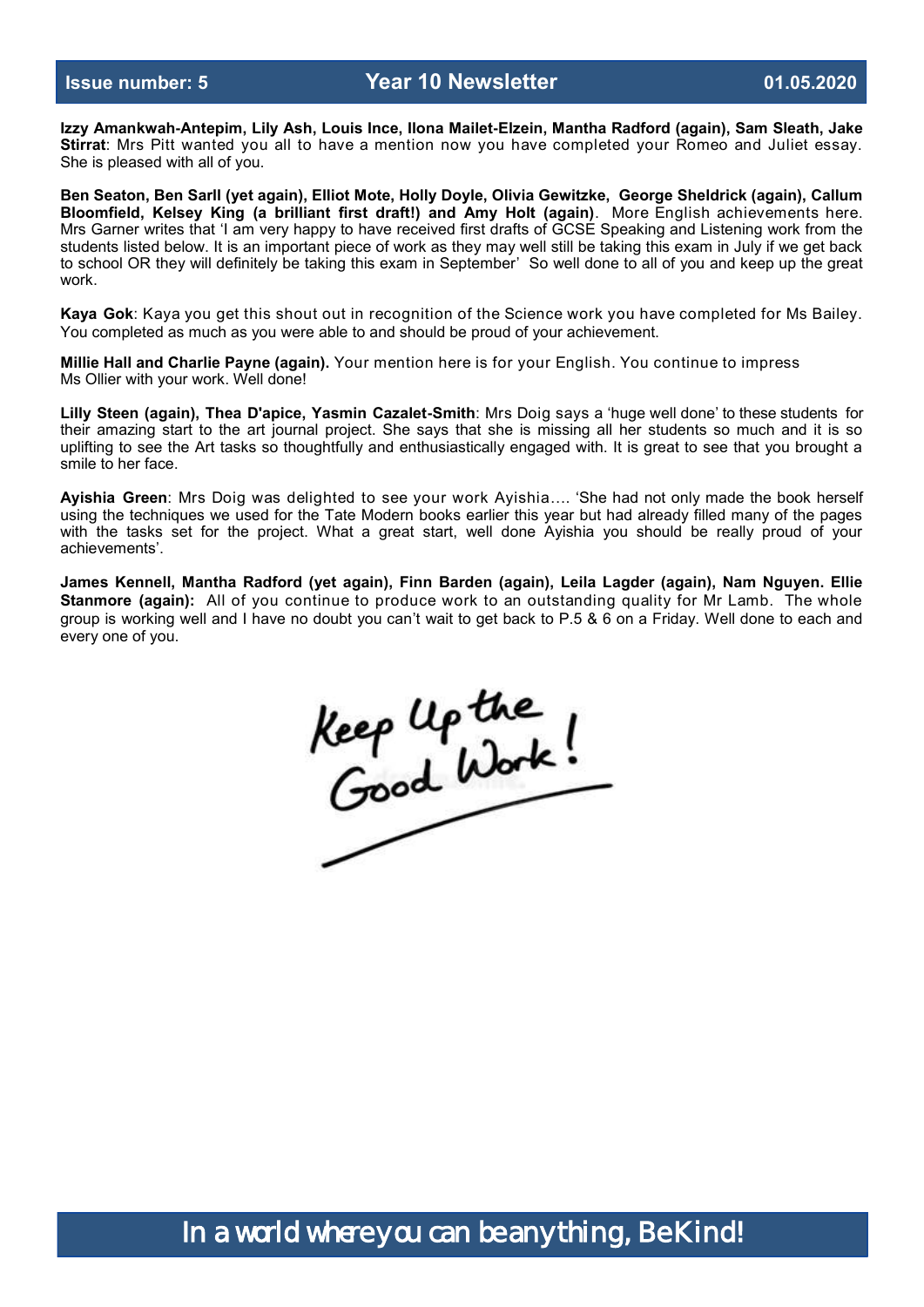**Izzy Amankwah-Antepim, Lily Ash, Louis Ince, Ilona Mailet-Elzein, Mantha Radford (again), Sam Sleath, Jake Stirrat**: Mrs Pitt wanted you all to have a mention now you have completed your Romeo and Juliet essay. She is pleased with all of you.

**Ben Seaton, Ben Sarll (yet again), Elliot Mote, Holly Doyle, Olivia Gewitzke, George Sheldrick (again), Callum Bloomfield, Kelsey King (a brilliant first draft!) and Amy Holt (again)**. More English achievements here. Mrs Garner writes that 'I am very happy to have received first drafts of GCSE Speaking and Listening work from the students listed below. It is an important piece of work as they may well still be taking this exam in July if we get back to school OR they will definitely be taking this exam in September' So well done to all of you and keep up the great work.

**Kaya Gok**: Kaya you get this shout out in recognition of the Science work you have completed for Ms Bailey. You completed as much as you were able to and should be proud of your achievement.

**Millie Hall and Charlie Payne (again).** Your mention here is for your English. You continue to impress Ms Ollier with your work. Well done!

**Lilly Steen (again), Thea D'apice, Yasmin Cazalet-Smith**: Mrs Doig says a 'huge well done' to these students for their amazing start to the art journal project. She says that she is missing all her students so much and it is so uplifting to see the Art tasks so thoughtfully and enthusiastically engaged with. It is great to see that you brought a smile to her face.

**Ayishia Green**: Mrs Doig was delighted to see your work Ayishia…. 'She had not only made the book herself using the techniques we used for the Tate Modern books earlier this year but had already filled many of the pages with the tasks set for the project. What a great start, well done Ayishia you should be really proud of your achievements'.

**James Kennell, Mantha Radford (yet again), Finn Barden (again), Leila Lagder (again), Nam Nguyen. Ellie Stanmore (again):** All of you continue to produce work to an outstanding quality for Mr Lamb. The whole group is working well and I have no doubt you can't wait to get back to P.5 & 6 on a Friday. Well done to each and every one of you.

Keep Up the Good Work!

In a world where you can be anything, Be Kind!